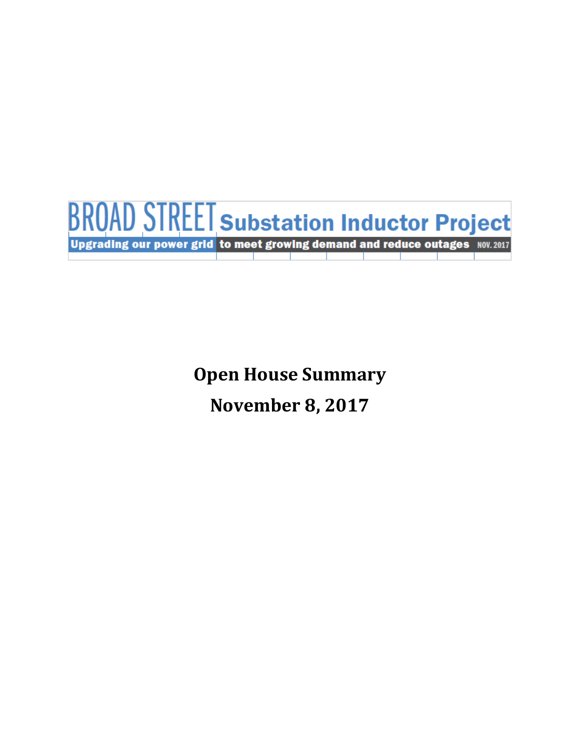# BROAD STREET Substation Inductor Project

**Upgrading our power grid to meet growing demand and reduce outages** NOV. 2017

## Open House Summary

## November 8, 2017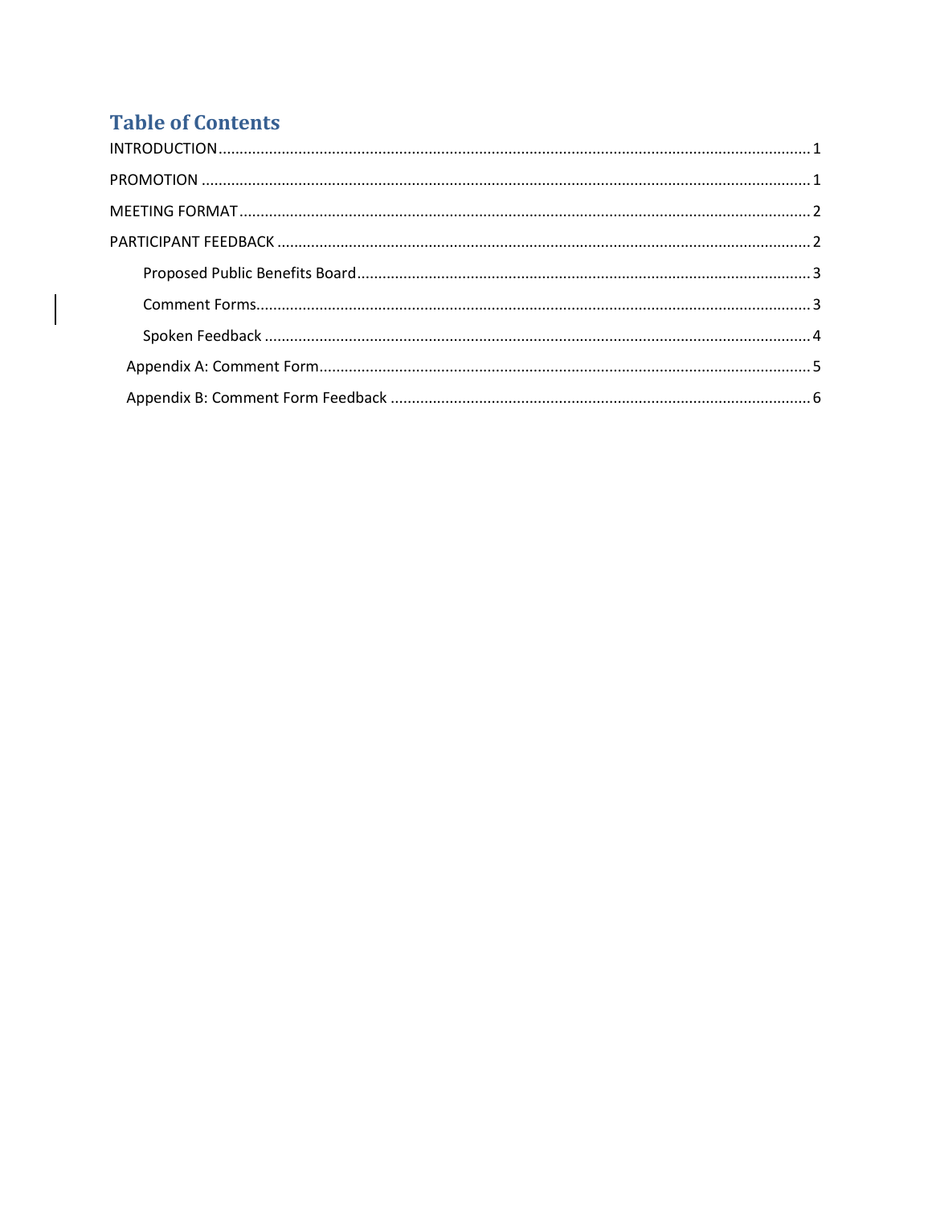# Table of Contents

INTRODUCTION.......................................................................................................................................... 1

PROMOTION .............................................................................................................................................. 1

MEETING FORMAT ...................................................................................................................................... 2

PARTICIPANT FEEDBACK ............................................................................................................................. 2

- Proposed Public Benefits Board........................................................................................................... 3
- Comment Forms.................................................................................................................................. 3
- Spoken Feedback ................................................................................................................................ 4

Appendix A: Comment Form.................................................................................................................... 5

Appendix B: Comment Form Feedback ................................................................................................... 6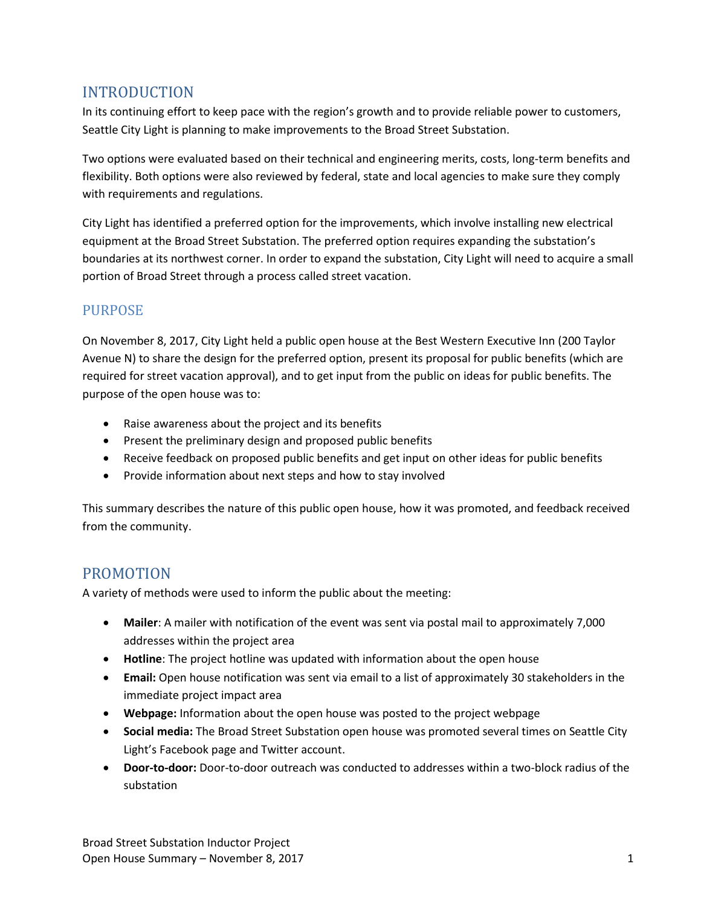## INTRODUCTION

In its continuing effort to keep pace with the region's growth and to provide reliable power to customers, Seattle City Light is planning to make improvements to the Broad Street Substation.

Two options were evaluated based on their technical and engineering merits, costs, long-term benefits and flexibility. Both options were also reviewed by federal, state and local agencies to make sure they comply with requirements and regulations.

City Light has identified a preferred option for the improvements, which involve installing new electrical equipment at the Broad Street Substation. The preferred option requires expanding the substation's boundaries at its northwest corner. In order to expand the substation, City Light will need to acquire a small portion of Broad Street through a process called street vacation.

### PURPOSE

On November 8, 2017, City Light held a public open house at the Best Western Executive Inn (200 Taylor Avenue N) to share the design for the preferred option, present its proposal for public benefits (which are required for street vacation approval), and to get input from the public on ideas for public benefits. The purpose of the open house was to:

- Raise awareness about the project and its benefits
- Present the preliminary design and proposed public benefits
- Receive feedback on proposed public benefits and get input on other ideas for public benefits
- Provide information about next steps and how to stay involved

This summary describes the nature of this public open house, how it was promoted, and feedback received from the community.

## PROMOTION

A variety of methods were used to inform the public about the meeting:

- **Mailer**: A mailer with notification of the event was sent via postal mail to approximately 7,000 addresses within the project area
- **Hotline**: The project hotline was updated with information about the open house
- **Email:** Open house notification was sent via email to a list of approximately 30 stakeholders in the immediate project impact area
- **Webpage:** Information about the open house was posted to the project webpage
- **Social media:** The Broad Street Substation open house was promoted several times on Seattle City Light's Facebook page and Twitter account.
- **Door-to-door:** Door-to-door outreach was conducted to addresses within a two-block radius of the substation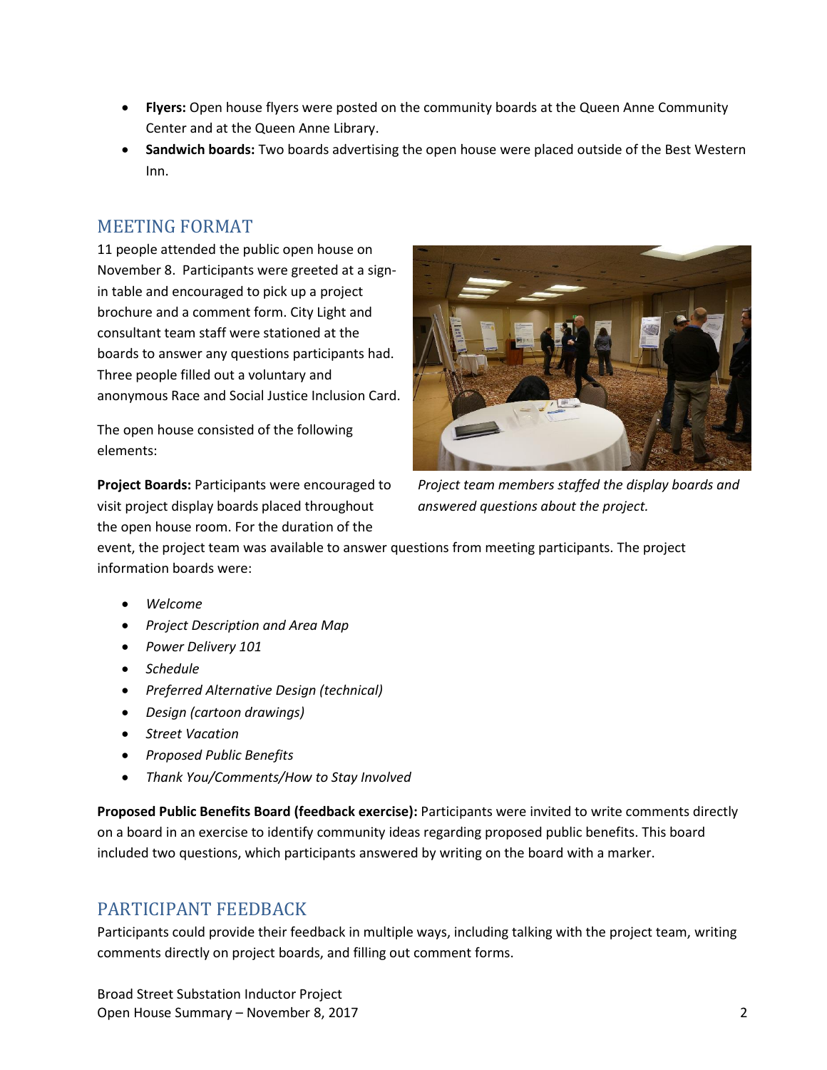- **Flyers:** Open house flyers were posted on the community boards at the Queen Anne Community Center and at the Queen Anne Library.
- **Sandwich boards:** Two boards advertising the open house were placed outside of the Best Western Inn.

## MEETING FORMAT

11 people attended the public open house on November 8. Participants were greeted at a sign-in table and encouraged to pick up a project brochure and a comment form. City Light and consultant team staff were stationed at the boards to answer any questions participants had. Three people filled out a voluntary and anonymous Race and Social Justice Inclusion Card.

*Project team members staffed the display boards and answered questions about the project.*

The open house consisted of the following elements:

**Project Boards:** Participants were encouraged to visit project display boards placed throughout the open house room. For the duration of the event, the project team was available to answer questions from meeting participants. The project information boards were:

- *Welcome*
- *Project Description and Area Map*
- *Power Delivery 101*
- *Schedule*
- *Preferred Alternative Design (technical)*
- *Design (cartoon drawings)*
- *Street Vacation*
- *Proposed Public Benefits*
- *Thank You/Comments/How to Stay Involved*

**Proposed Public Benefits Board (feedback exercise):** Participants were invited to write comments directly on a board in an exercise to identify community ideas regarding proposed public benefits. This board included two questions, which participants answered by writing on the board with a marker.

## PARTICIPANT FEEDBACK

Participants could provide their feedback in multiple ways, including talking with the project team, writing comments directly on project boards, and filling out comment forms.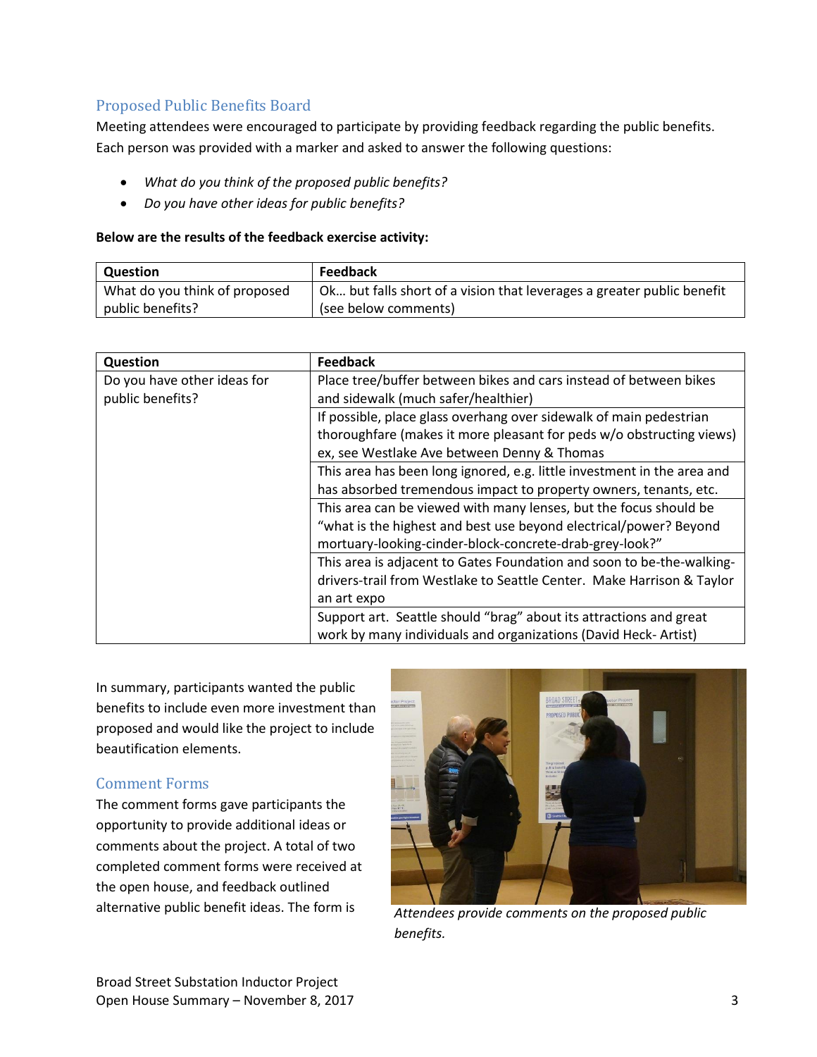## Proposed Public Benefits Board

Meeting attendees were encouraged to participate by providing feedback regarding the public benefits. Each person was provided with a marker and asked to answer the following questions:

- *What do you think of the proposed public benefits?*
- *Do you have other ideas for public benefits?*

**Below are the results of the feedback exercise activity:**

| Question | Feedback |
|---|---|
| What do you think of proposed public benefits? | Ok… but falls short of a vision that leverages a greater public benefit (see below comments) |

| Question | Feedback |
|---|---|
| Do you have other ideas for public benefits? | Place tree/buffer between bikes and cars instead of between bikes and sidewalk (much safer/healthier) |
| | If possible, place glass overhang over sidewalk of main pedestrian thoroughfare (makes it more pleasant for peds w/o obstructing views) ex, see Westlake Ave between Denny & Thomas |
| | This area has been long ignored, e.g. little investment in the area and has absorbed tremendous impact to property owners, tenants, etc. |
| | This area can be viewed with many lenses, but the focus should be "what is the highest and best use beyond electrical/power? Beyond mortuary-looking-cinder-block-concrete-drab-grey-look?" |
| | This area is adjacent to Gates Foundation and soon to be-the-walking-drivers-trail from Westlake to Seattle Center. Make Harrison & Taylor an art expo |
| | Support art. Seattle should "brag" about its attractions and great work by many individuals and organizations (David Heck- Artist) |

In summary, participants wanted the public benefits to include even more investment than proposed and would like the project to include beautification elements.

## Comment Forms

The comment forms gave participants the opportunity to provide additional ideas or comments about the project. A total of two completed comment forms were received at the open house, and feedback outlined alternative public benefit ideas. The form is

*Attendees provide comments on the proposed public benefits.*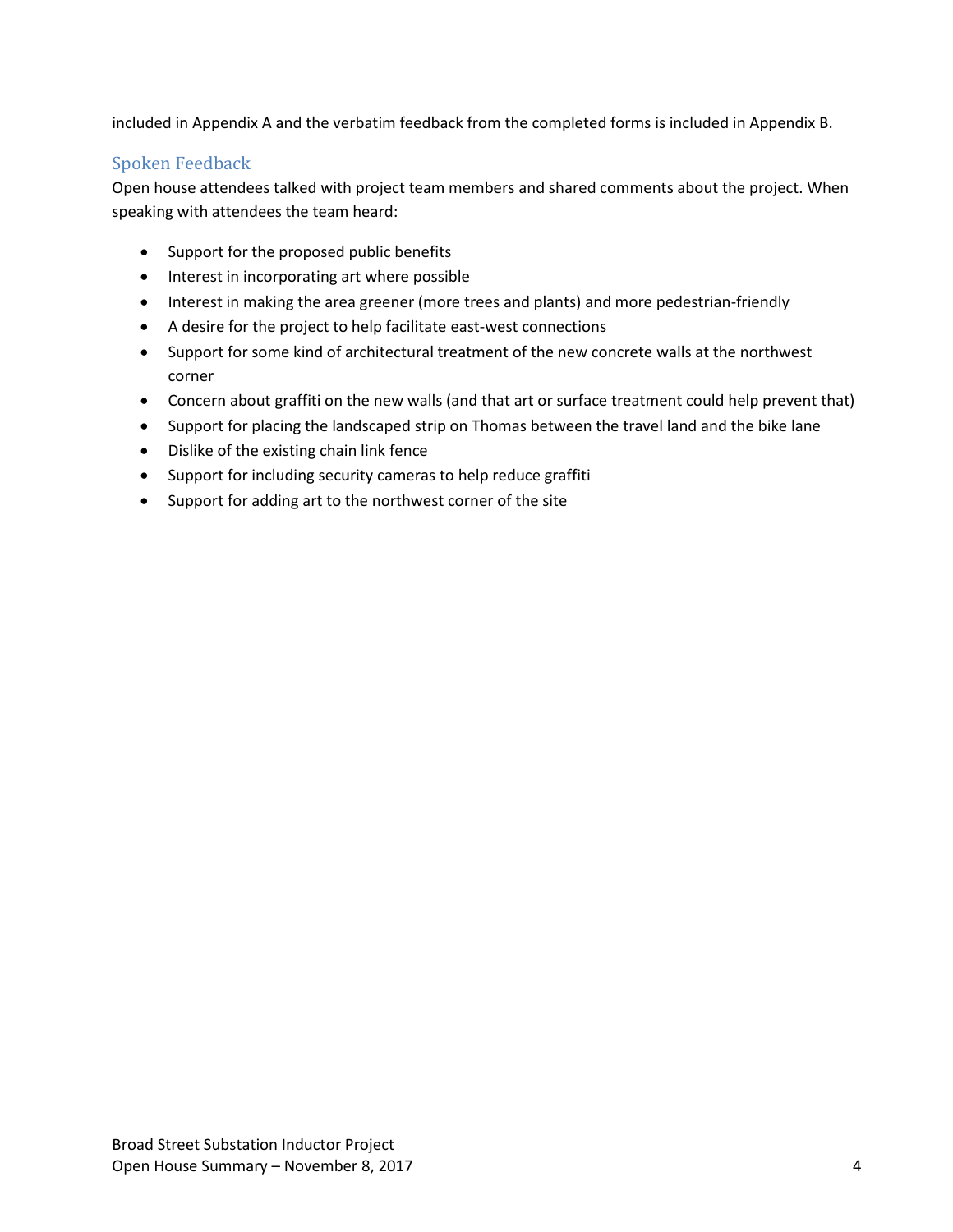included in Appendix A and the verbatim feedback from the completed forms is included in Appendix B.

## Spoken Feedback

Open house attendees talked with project team members and shared comments about the project. When speaking with attendees the team heard:

- Support for the proposed public benefits
- Interest in incorporating art where possible
- Interest in making the area greener (more trees and plants) and more pedestrian-friendly
- A desire for the project to help facilitate east-west connections
- Support for some kind of architectural treatment of the new concrete walls at the northwest corner
- Concern about graffiti on the new walls (and that art or surface treatment could help prevent that)
- Support for placing the landscaped strip on Thomas between the travel land and the bike lane
- Dislike of the existing chain link fence
- Support for including security cameras to help reduce graffiti
- Support for adding art to the northwest corner of the site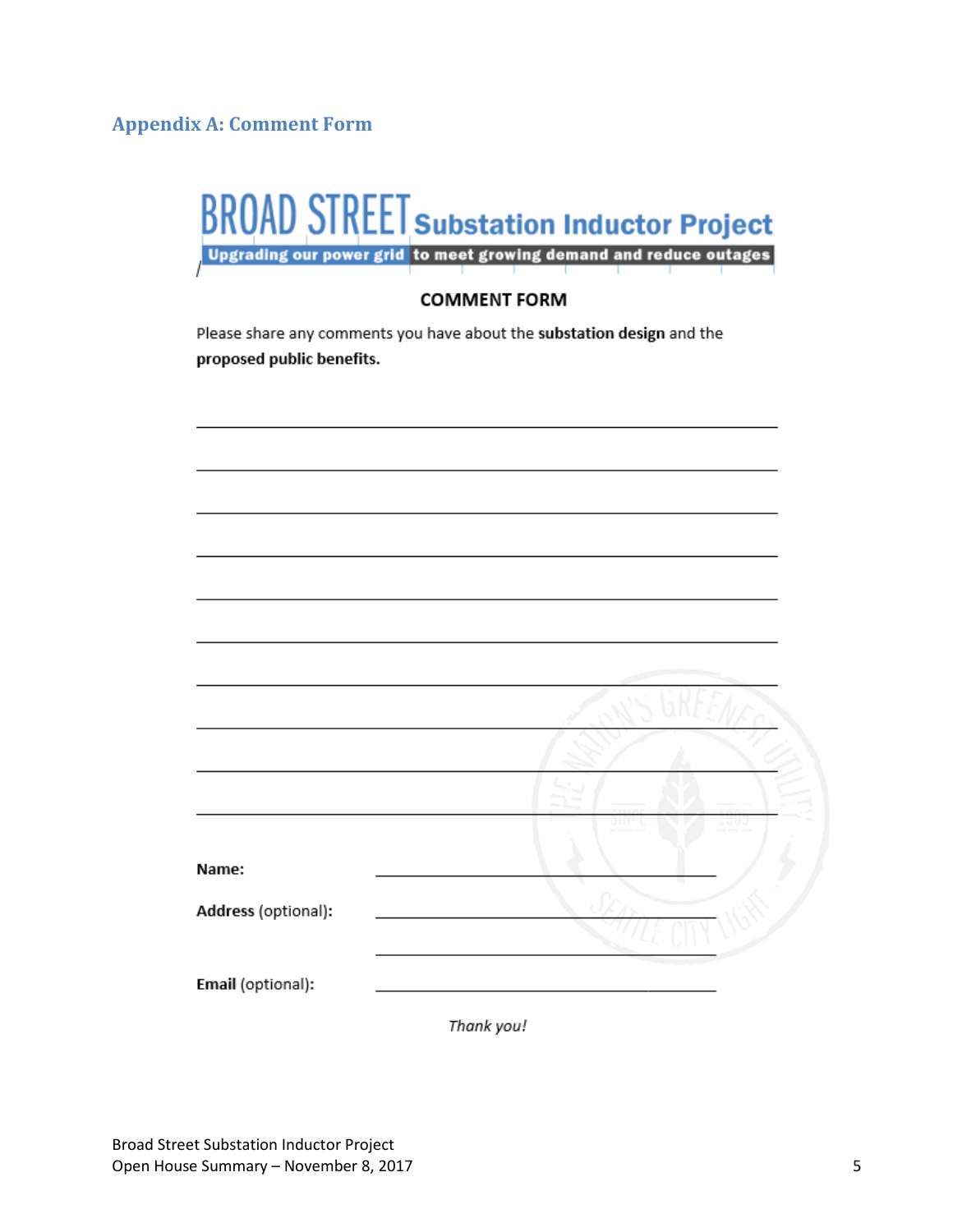## Appendix A: Comment Form

# BROAD STREET Substation Inductor Project

**Upgrading our power grid to meet growing demand and reduce outages**

### COMMENT FORM

Please share any comments you have about the **substation design** and the **proposed public benefits.**

\_\_\_\_\_\_\_\_\_\_\_\_\_\_\_\_\_\_\_\_\_\_\_\_\_\_\_\_\_\_\_\_\_\_\_\_\_\_\_\_\_\_\_\_\_\_\_\_\_\_\_\_\_\_\_\_\_\_\_\_\_\_\_\_\_\_\_\_\_\_\_\_

\_\_\_\_\_\_\_\_\_\_\_\_\_\_\_\_\_\_\_\_\_\_\_\_\_\_\_\_\_\_\_\_\_\_\_\_\_\_\_\_\_\_\_\_\_\_\_\_\_\_\_\_\_\_\_\_\_\_\_\_\_\_\_\_\_\_\_\_\_\_\_\_

\_\_\_\_\_\_\_\_\_\_\_\_\_\_\_\_\_\_\_\_\_\_\_\_\_\_\_\_\_\_\_\_\_\_\_\_\_\_\_\_\_\_\_\_\_\_\_\_\_\_\_\_\_\_\_\_\_\_\_\_\_\_\_\_\_\_\_\_\_\_\_\_

\_\_\_\_\_\_\_\_\_\_\_\_\_\_\_\_\_\_\_\_\_\_\_\_\_\_\_\_\_\_\_\_\_\_\_\_\_\_\_\_\_\_\_\_\_\_\_\_\_\_\_\_\_\_\_\_\_\_\_\_\_\_\_\_\_\_\_\_\_\_\_\_

\_\_\_\_\_\_\_\_\_\_\_\_\_\_\_\_\_\_\_\_\_\_\_\_\_\_\_\_\_\_\_\_\_\_\_\_\_\_\_\_\_\_\_\_\_\_\_\_\_\_\_\_\_\_\_\_\_\_\_\_\_\_\_\_\_\_\_\_\_\_\_\_

\_\_\_\_\_\_\_\_\_\_\_\_\_\_\_\_\_\_\_\_\_\_\_\_\_\_\_\_\_\_\_\_\_\_\_\_\_\_\_\_\_\_\_\_\_\_\_\_\_\_\_\_\_\_\_\_\_\_\_\_\_\_\_\_\_\_\_\_\_\_\_\_

\_\_\_\_\_\_\_\_\_\_\_\_\_\_\_\_\_\_\_\_\_\_\_\_\_\_\_\_\_\_\_\_\_\_\_\_\_\_\_\_\_\_\_\_\_\_\_\_\_\_\_\_\_\_\_\_\_\_\_\_\_\_\_\_\_\_\_\_\_\_\_\_

\_\_\_\_\_\_\_\_\_\_\_\_\_\_\_\_\_\_\_\_\_\_\_\_\_\_\_\_\_\_\_\_\_\_\_\_\_\_\_\_\_\_\_\_\_\_\_\_\_\_\_\_\_\_\_\_\_\_\_\_\_\_\_\_\_\_\_\_\_\_\_\_

\_\_\_\_\_\_\_\_\_\_\_\_\_\_\_\_\_\_\_\_\_\_\_\_\_\_\_\_\_\_\_\_\_\_\_\_\_\_\_\_\_\_\_\_\_\_\_\_\_\_\_\_\_\_\_\_\_\_\_\_\_\_\_\_\_\_\_\_\_\_\_\_

\_\_\_\_\_\_\_\_\_\_\_\_\_\_\_\_\_\_\_\_\_\_\_\_\_\_\_\_\_\_\_\_\_\_\_\_\_\_\_\_\_\_\_\_\_\_\_\_\_\_\_\_\_\_\_\_\_\_\_\_\_\_\_\_\_\_\_\_\_\_\_\_

**Name:** \_\_\_\_\_\_\_\_\_\_\_\_\_\_\_\_\_\_\_\_\_\_\_\_\_\_\_\_\_\_\_\_\_\_\_\_\_\_\_\_

**Address** (optional): \_\_\_\_\_\_\_\_\_\_\_\_\_\_\_\_\_\_\_\_\_\_\_\_\_\_\_\_\_\_\_\_\_\_\_\_\_\_\_\_

\_\_\_\_\_\_\_\_\_\_\_\_\_\_\_\_\_\_\_\_\_\_\_\_\_\_\_\_\_\_\_\_\_\_\_\_\_\_\_\_

**Email** (optional): \_\_\_\_\_\_\_\_\_\_\_\_\_\_\_\_\_\_\_\_\_\_\_\_\_\_\_\_\_\_\_\_\_\_\_\_\_\_\_\_

*Thank you!*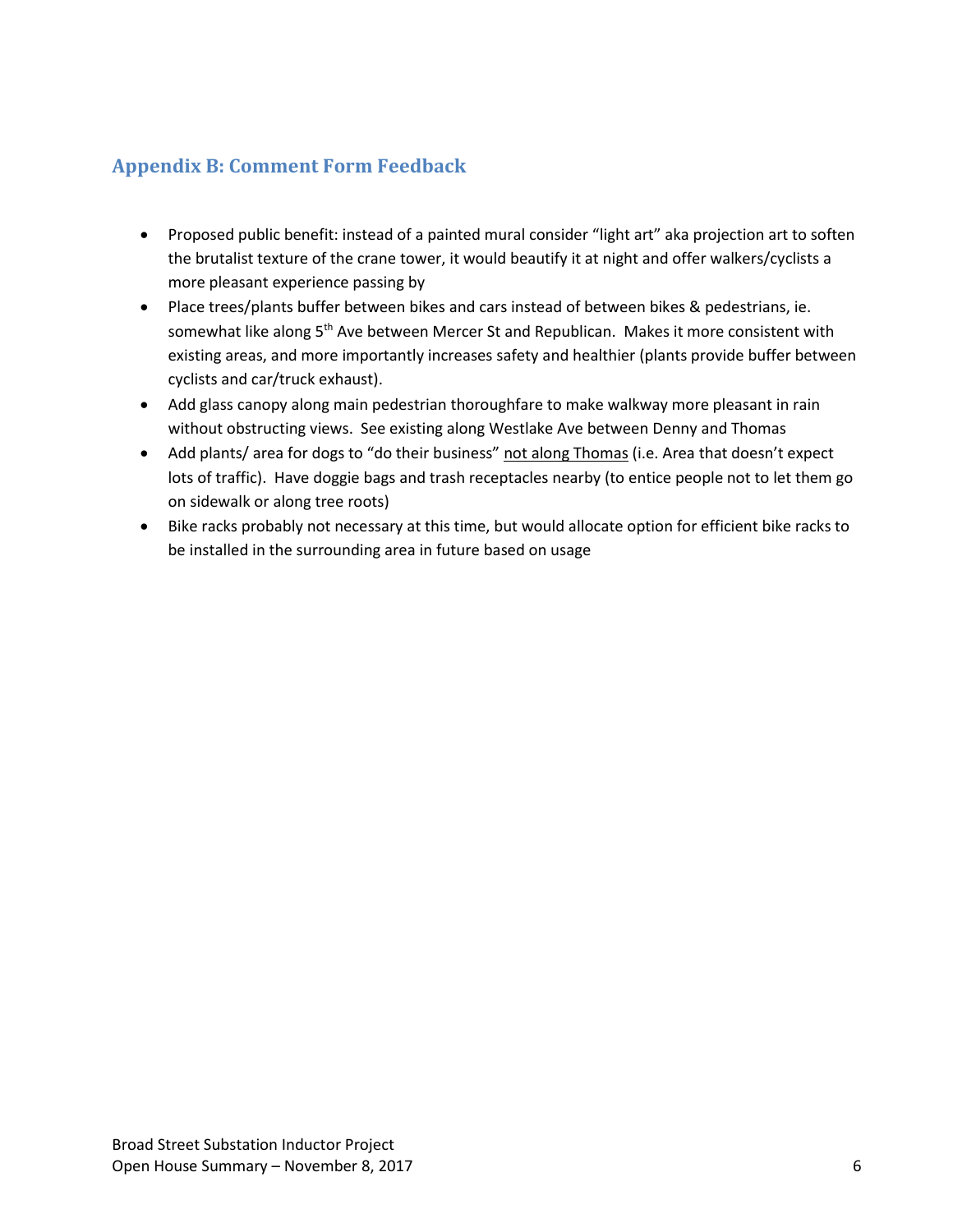## Appendix B: Comment Form Feedback

- Proposed public benefit: instead of a painted mural consider "light art" aka projection art to soften the brutalist texture of the crane tower, it would beautify it at night and offer walkers/cyclists a more pleasant experience passing by
- Place trees/plants buffer between bikes and cars instead of between bikes & pedestrians, ie. somewhat like along 5th Ave between Mercer St and Republican. Makes it more consistent with existing areas, and more importantly increases safety and healthier (plants provide buffer between cyclists and car/truck exhaust).
- Add glass canopy along main pedestrian thoroughfare to make walkway more pleasant in rain without obstructing views. See existing along Westlake Ave between Denny and Thomas
- Add plants/ area for dogs to "do their business" <u>not along Thomas</u> (i.e. Area that doesn't expect lots of traffic). Have doggie bags and trash receptacles nearby (to entice people not to let them go on sidewalk or along tree roots)
- Bike racks probably not necessary at this time, but would allocate option for efficient bike racks to be installed in the surrounding area in future based on usage